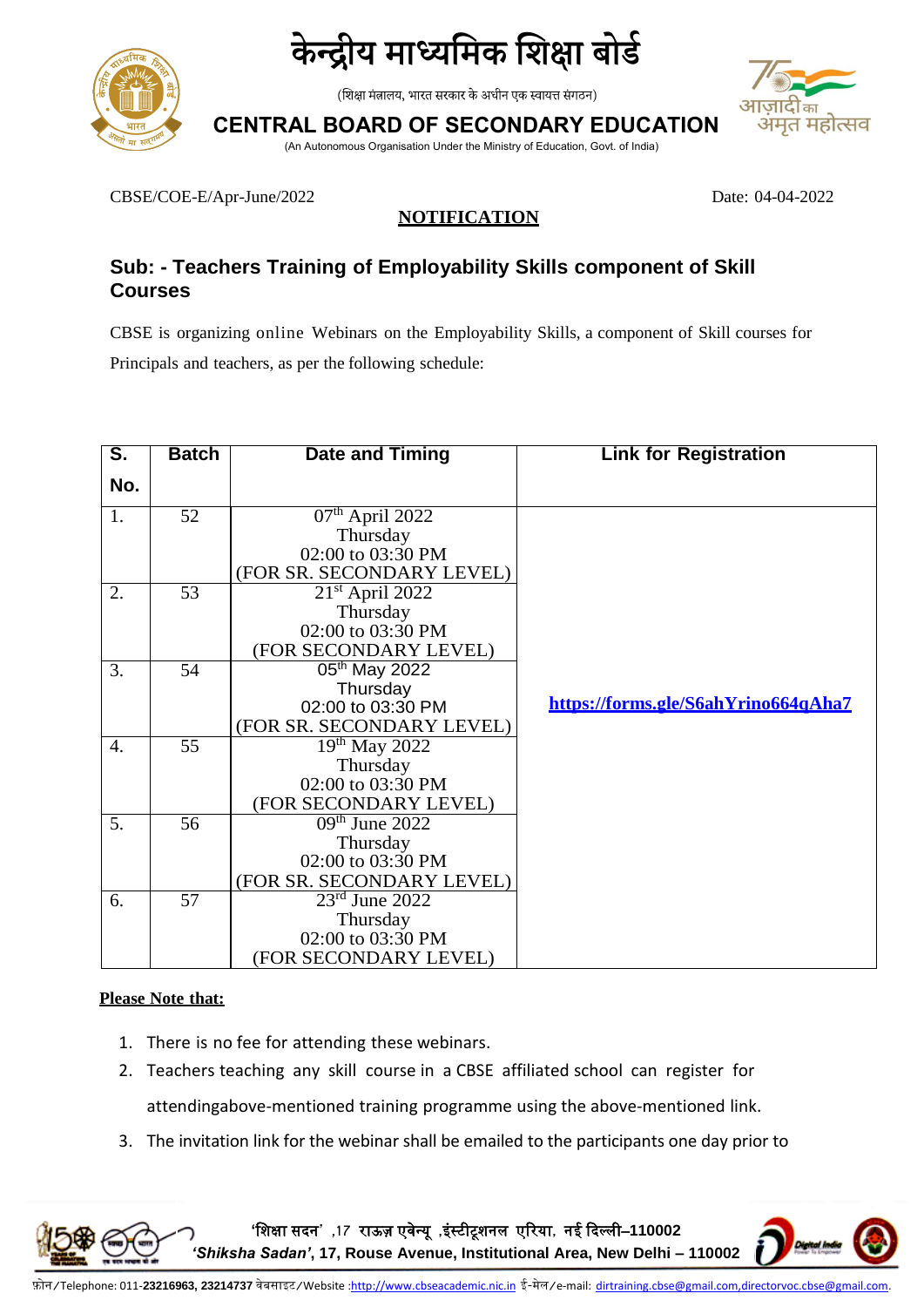# केन्द्रीय माध्यमिक शिक्षा बोर्ड

(शिक्षा मंत्रालय, भारत सरकार के अधीन एक स्वायत्त संगठन)

# CENTRAL BOARD OF SECONDARY EDUCATION

(An Autonomous Organisation Under the Ministry of Education, Govt. of India)

CBSE/COE-E/Apr-June/2022 Date: 04-04-2022

**NOTIFICATION**

## Sub: - Teachers Training of Employability Skills component of Skill Courses

CBSE is organizing online Webinars on the Employability Skills, a component of Skill courses for Principals and teachers, as per the following schedule:

| S. No. | Batch | Date and Timing | Link for Registration |
|---|---|---|---|
| 1. | 52 | 07th April 2022<br>Thursday<br>02:00 to 03:30 PM<br>(FOR SR. SECONDARY LEVEL) | https://forms.gle/S6ahYrino664qAha7 |
| 2. | 53 | 21st April 2022<br>Thursday<br>02:00 to 03:30 PM<br>(FOR SECONDARY LEVEL) | |
| 3. | 54 | 05th May 2022<br>Thursday<br>02:00 to 03:30 PM<br>(FOR SR. SECONDARY LEVEL) | |
| 4. | 55 | 19th May 2022<br>Thursday<br>02:00 to 03:30 PM<br>(FOR SECONDARY LEVEL) | |
| 5. | 56 | 09th June 2022<br>Thursday<br>02:00 to 03:30 PM<br>(FOR SR. SECONDARY LEVEL) | |
| 6. | 57 | 23rd June 2022<br>Thursday<br>02:00 to 03:30 PM<br>(FOR SECONDARY LEVEL) | |

**Please Note that:**

1. There is no fee for attending these webinars.
2. Teachers teaching any skill course in a CBSE affiliated school can register for attendingabove-mentioned training programme using the above-mentioned link.
3. The invitation link for the webinar shall be emailed to the participants one day prior to

'शिक्षा सदन' ,17 राऊज़ एवेन्यू ,इंस्टीटूशनल एरिया, नई दिल्ली–110002
*'Shiksha Sadan'*, 17, Rouse Avenue, Institutional Area, New Delhi – 110002

फ़ोन/Telephone: 011-**23216963, 23214737** वेबसाइट/Website :http://www.cbseacademic.nic.in ई-मेल/e-mail: dirtraining.cbse@gmail.com,directorvoc.cbse@gmail.com.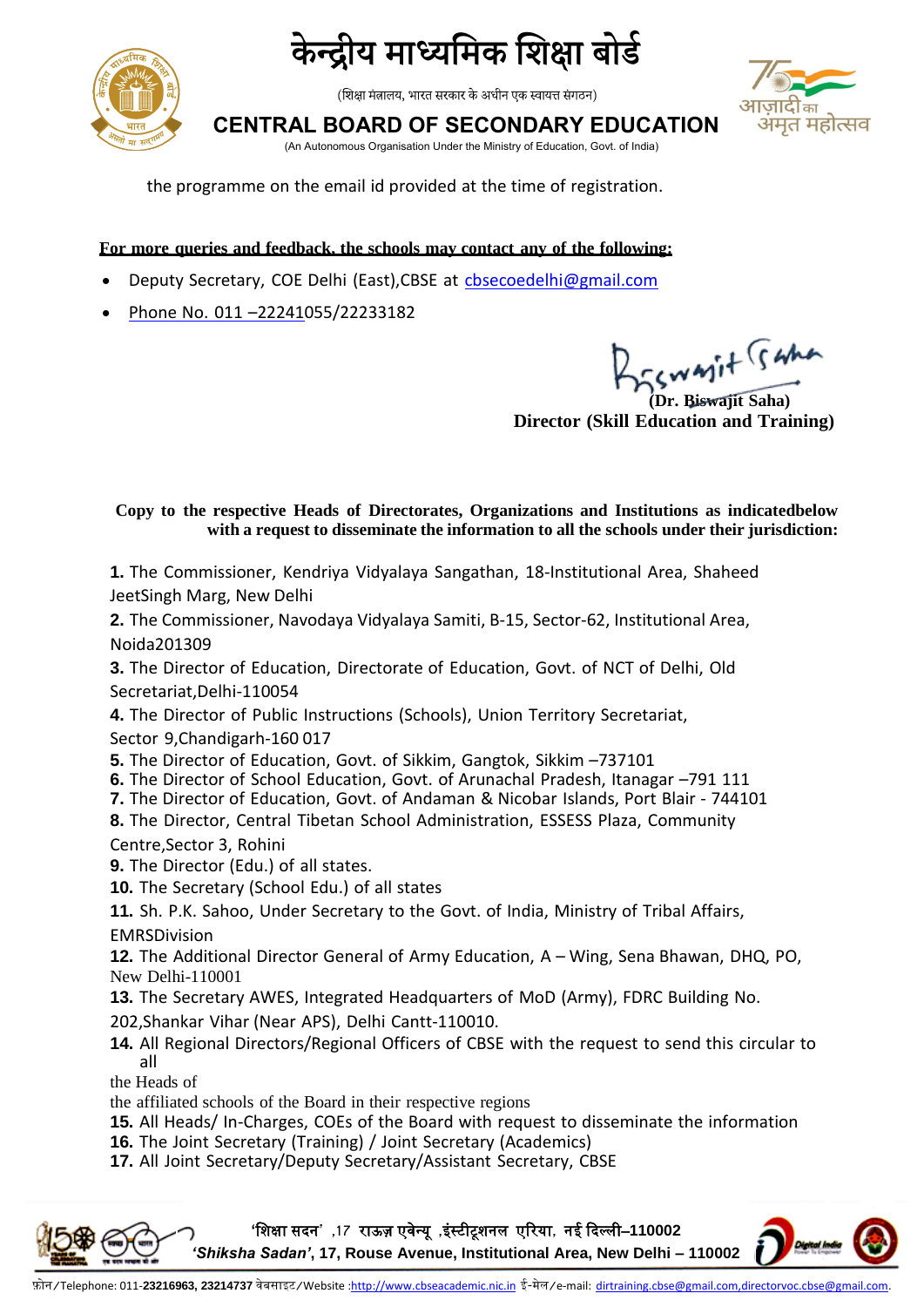the programme on the email id provided at the time of registration.

**For more queries and feedback, the schools may contact any of the following:**

- Deputy Secretary, COE Delhi (East),CBSE at cbsecoedelhi@gmail.com
- Phone No. 011 –22241055/22233182

**(Dr. Biswajit Saha)**
**Director (Skill Education and Training)**

**Copy to the respective Heads of Directorates, Organizations and Institutions as indicatedbelow with a request to disseminate the information to all the schools under their jurisdiction:**

**1.** The Commissioner, Kendriya Vidyalaya Sangathan, 18-Institutional Area, Shaheed JeetSingh Marg, New Delhi

**2.** The Commissioner, Navodaya Vidyalaya Samiti, B-15, Sector-62, Institutional Area, Noida201309

**3.** The Director of Education, Directorate of Education, Govt. of NCT of Delhi, Old Secretariat,Delhi-110054

**4.** The Director of Public Instructions (Schools), Union Territory Secretariat, Sector 9,Chandigarh-160 017

**5.** The Director of Education, Govt. of Sikkim, Gangtok, Sikkim –737101

**6.** The Director of School Education, Govt. of Arunachal Pradesh, Itanagar –791 111

**7.** The Director of Education, Govt. of Andaman & Nicobar Islands, Port Blair - 744101

**8.** The Director, Central Tibetan School Administration, ESSESS Plaza, Community Centre,Sector 3, Rohini

**9.** The Director (Edu.) of all states.

**10.** The Secretary (School Edu.) of all states

**11.** Sh. P.K. Sahoo, Under Secretary to the Govt. of India, Ministry of Tribal Affairs, EMRSDivision

**12.** The Additional Director General of Army Education, A – Wing, Sena Bhawan, DHQ, PO, New Delhi-110001

**13.** The Secretary AWES, Integrated Headquarters of MoD (Army), FDRC Building No. 202,Shankar Vihar (Near APS), Delhi Cantt-110010.

**14.** All Regional Directors/Regional Officers of CBSE with the request to send this circular to all the Heads of the affiliated schools of the Board in their respective regions

**15.** All Heads/ In-Charges, COEs of the Board with request to disseminate the information

**16.** The Joint Secretary (Training) / Joint Secretary (Academics)

**17.** All Joint Secretary/Deputy Secretary/Assistant Secretary, CBSE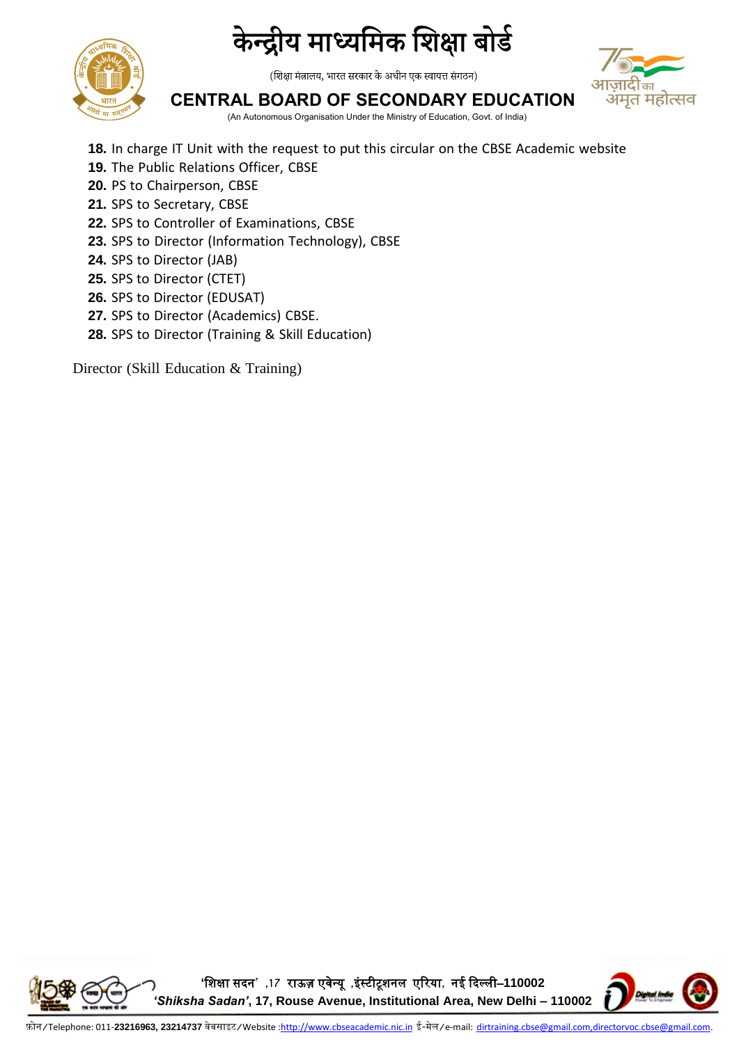18. In charge IT Unit with the request to put this circular on the CBSE Academic website
19. The Public Relations Officer, CBSE
20. PS to Chairperson, CBSE
21. SPS to Secretary, CBSE
22. SPS to Controller of Examinations, CBSE
23. SPS to Director (Information Technology), CBSE
24. SPS to Director (JAB)
25. SPS to Director (CTET)
26. SPS to Director (EDUSAT)
27. SPS to Director (Academics) CBSE.
28. SPS to Director (Training & Skill Education)

Director (Skill Education & Training)